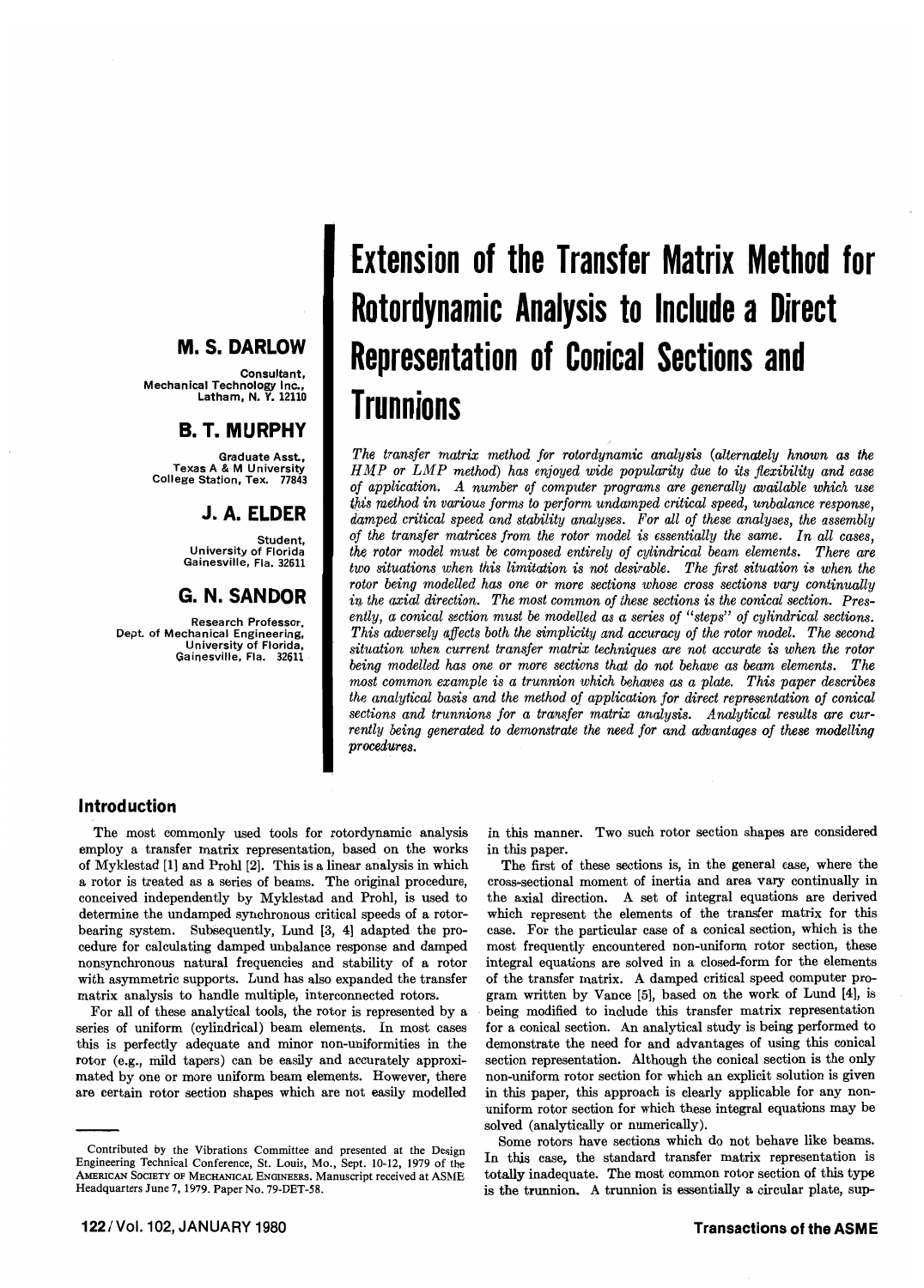# Extension of the Transfer Matrix Method for Rotordynamic Analysis to Include a Direct Representation of Conical Sections and Trunnions

**M. S. DARLOW**
Consultant,
Mechanical Technology Inc.,
Latham, N. Y. 12110

**B. T. MURPHY**
Graduate Asst.,
Texas A & M University
College Station, Tex. 77843

**J. A. ELDER**
Student,
University of Florida
Gainesville, Fla. 32611

**G. N. SANDOR**
Research Professor,
Dept. of Mechanical Engineering,
University of Florida,
Gainesville, Fla. 32611

*The transfer matrix method for rotordynamic analysis (alternately known as the HMP or LMP method) has enjoyed wide popularity due to its flexibility and ease of application. A number of computer programs are generally available which use this method in various forms to perform undamped critical speed, unbalance response, damped critical speed and stability analyses. For all of these analyses, the assembly of the transfer matrices from the rotor model is essentially the same. In all cases, the rotor model must be composed entirely of cylindrical beam elements. There are two situations when this limitation is not desirable. The first situation is when the rotor being modelled has one or more sections whose cross sections vary continually in the axial direction. The most common of these sections is the conical section. Presently, a conical section must be modelled as a series of "steps" of cylindrical sections. This adversely affects both the simplicity and accuracy of the rotor model. The second situation when current transfer matrix techniques are not accurate is when the rotor being modelled has one or more sections that do not behave as beam elements. The most common example is a trunnion which behaves as a plate. This paper describes the analytical basis and the method of application for direct representation of conical sections and trunnions for a transfer matrix analysis. Analytical results are currently being generated to demonstrate the need for and advantages of these modelling procedures.*

## Introduction

The most commonly used tools for rotordynamic analysis employ a transfer matrix representation, based on the works of Myklestad [1] and Prohl [2]. This is a linear analysis in which a rotor is treated as a series of beams. The original procedure, conceived independently by Myklestad and Prohl, is used to determine the undamped synchronous critical speeds of a rotor-bearing system. Subsequently, Lund [3, 4] adapted the procedure for calculating damped unbalance response and damped nonsynchronous natural frequencies and stability of a rotor with asymmetric supports. Lund has also expanded the transfer matrix analysis to handle multiple, interconnected rotors.

For all of these analytical tools, the rotor is represented by a series of uniform (cylindrical) beam elements. In most cases this is perfectly adequate and minor non-uniformities in the rotor (e.g., mild tapers) can be easily and accurately approximated by one or more uniform beam elements. However, there are certain rotor section shapes which are not easily modelled in this manner. Two such rotor section shapes are considered in this paper.

The first of these sections is, in the general case, where the cross-sectional moment of inertia and area vary continually in the axial direction. A set of integral equations are derived which represent the elements of the transfer matrix for this case. For the particular case of a conical section, which is the most frequently encountered non-uniform rotor section, these integral equations are solved in a closed-form for the elements of the transfer matrix. A damped critical speed computer program written by Vance [5], based on the work of Lund [4], is being modified to include this transfer matrix representation for a conical section. An analytical study is being performed to demonstrate the need for and advantages of using this conical section representation. Although the conical section is the only non-uniform rotor section for which an explicit solution is given in this paper, this approach is clearly applicable for any non-uniform rotor section for which these integral equations may be solved (analytically or numerically).

Some rotors have sections which do not behave like beams. In this case, the standard transfer matrix representation is totally inadequate. The most common rotor section of this type is the trunnion. A trunnion is essentially a circular plate, sup-

Contributed by the Vibrations Committee and presented at the Design Engineering Technical Conference, St. Louis, Mo., Sept. 10-12, 1979 of the AMERICAN SOCIETY OF MECHANICAL ENGINEERS. Manuscript received at ASME Headquarters June 7, 1979. Paper No. 79-DET-58.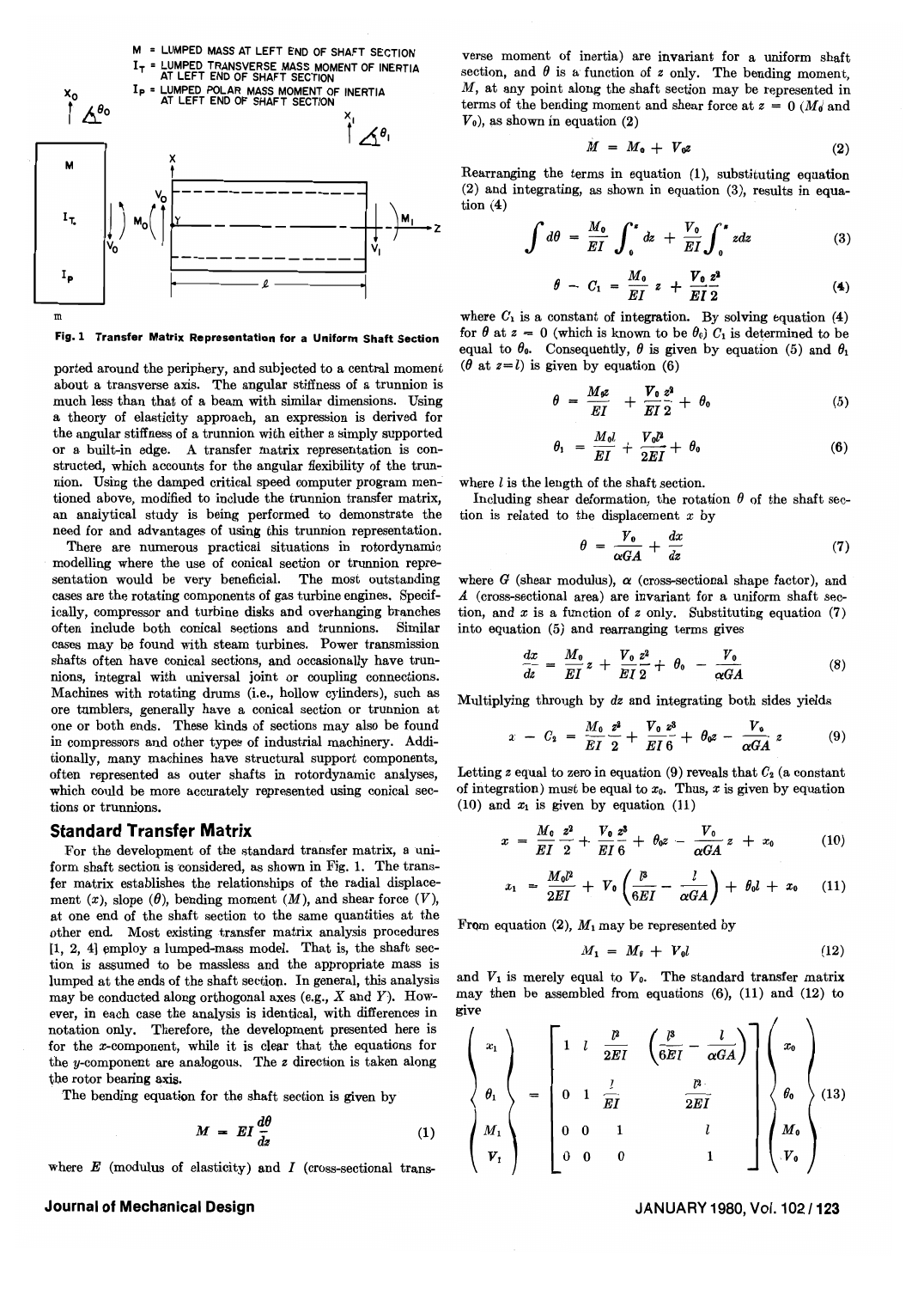M = LUMPED MASS AT LEFT END OF SHAFT SECTION
$I_T$ = LUMPED TRANSVERSE MASS MOMENT OF INERTIA AT LEFT END OF SHAFT SECTION
$I_P$ = LUMPED POLAR MASS MOMENT OF INERTIA AT LEFT END OF SHAFT SECTION

**Fig. 1 Transfer Matrix Representation for a Uniform Shaft Section**

ported around the periphery, and subjected to a central moment about a transverse axis. The angular stiffness of a trunnion is much less than that of a beam with similar dimensions. Using a theory of elasticity approach, an expression is derived for the angular stiffness of a trunnion with either a simply supported or a built-in edge. A transfer matrix representation is constructed, which accounts for the angular flexibility of the trunnion. Using the damped critical speed computer program mentioned above, modified to include the trunnion transfer matrix, an analytical study is being performed to demonstrate the need for and advantages of using this trunnion representation.

There are numerous practical situations in rotordynamic modelling where the use of conical section or trunnion representation would be very beneficial. The most outstanding cases are the rotating components of gas turbine engines. Specifically, compressor and turbine disks and overhanging branches often include both conical sections and trunnions. Similar cases may be found with steam turbines. Power transmission shafts often have conical sections, and occasionally have trunnions, integral with universal joint or coupling connections. Machines with rotating drums (i.e., hollow cylinders), such as ore tumblers, generally have a conical section or trunnion at one or both ends. These kinds of sections may also be found in compressors and other types of industrial machinery. Additionally, many machines have structural support components, often represented as outer shafts in rotordynamic analyses, which could be more accurately represented using conical sections or trunnions.

## Standard Transfer Matrix

For the development of the standard transfer matrix, a uniform shaft section is considered, as shown in Fig. 1. The transfer matrix establishes the relationships of the radial displacement ($x$), slope ($\theta$), bending moment ($M$), and shear force ($V$), at one end of the shaft section to the same quantities at the other end. Most existing transfer matrix analysis procedures [1, 2, 4] employ a lumped-mass model. That is, the shaft section is assumed to be massless and the appropriate mass is lumped at the ends of the shaft section. In general, this analysis may be conducted along orthogonal axes (e.g., $X$ and $Y$). However, in each case the analysis is identical, with differences in notation only. Therefore, the development presented here is for the $x$-component, while it is clear that the equations for the $y$-component are analogous. The $z$ direction is taken along the rotor bearing axis.

The bending equation for the shaft section is given by

$$M = EI\frac{d\theta}{dz} \tag{1}$$

where $E$ (modulus of elasticity) and $I$ (cross-sectional transverse moment of inertia) are invariant for a uniform shaft section, and $\theta$ is a function of $z$ only. The bending moment, $M$, at any point along the shaft section may be represented in terms of the bending moment and shear force at $z = 0$ ($M_0$ and $V_0$), as shown in equation (2)

$$M = M_0 + V_0 z \tag{2}$$

Rearranging the terms in equation (1), substituting equation (2) and integrating, as shown in equation (3), results in equation (4)

$$\int d\theta = \frac{M_0}{EI}\int_0^z dz + \frac{V_0}{EI}\int_0^z z dz \tag{3}$$

$$\theta - C_1 = \frac{M_0}{EI}z + \frac{V_0}{EI}\frac{z^2}{2} \tag{4}$$

where $C_1$ is a constant of integration. By solving equation (4) for $\theta$ at $z = 0$ (which is known to be $\theta_0$) $C_1$ is determined to be equal to $\theta_0$. Consequently, $\theta$ is given by equation (5) and $\theta_1$ ($\theta$ at $z = l$) is given by equation (6)

$$\theta = \frac{M_0 z}{EI} + \frac{V_0}{EI}\frac{z^2}{2} + \theta_0 \tag{5}$$

$$\theta_1 = \frac{M_0 l}{EI} + \frac{V_0 l^2}{2EI} + \theta_0 \tag{6}$$

where $l$ is the length of the shaft section.

Including shear deformation, the rotation $\theta$ of the shaft section is related to the displacement $x$ by

$$\theta = \frac{V_0}{\alpha GA} + \frac{dx}{dz} \tag{7}$$

where $G$ (shear modulus), $\alpha$ (cross-sectional shape factor), and $A$ (cross-sectional area) are invariant for a uniform shaft section, and $x$ is a function of $z$ only. Substituting equation (7) into equation (5) and rearranging terms gives

$$\frac{dx}{dz} = \frac{M_0}{EI}z + \frac{V_0}{EI}\frac{z^2}{2} + \theta_0 - \frac{V_0}{\alpha GA} \tag{8}$$

Multiplying through by $dz$ and integrating both sides yields

$$x - C_2 = \frac{M_0}{EI}\frac{z^2}{2} + \frac{V_0}{EI}\frac{z^3}{6} + \theta_0 z - \frac{V_0}{\alpha GA}z \tag{9}$$

Letting $z$ equal to zero in equation (9) reveals that $C_2$ (a constant of integration) must be equal to $x_0$. Thus, $x$ is given by equation (10) and $x_1$ is given by equation (11)

$$x = \frac{M_0}{EI}\frac{z^2}{2} + \frac{V_0}{EI}\frac{z^3}{6} + \theta_0 z - \frac{V_0}{\alpha GA}z + x_0 \tag{10}$$

$$x_1 = \frac{M_0 l^2}{2EI} + V_0\left(\frac{l^3}{6EI} - \frac{l}{\alpha GA}\right) + \theta_0 l + x_0 \tag{11}$$

From equation (2), $M_1$ may be represented by

$$M_1 = M_0 + V_0 l \tag{12}$$

and $V_1$ is merely equal to $V_0$. The standard transfer matrix may then be assembled from equations (6), (11) and (12) to give

$$\begin{Bmatrix} x_1 \\ \theta_1 \\ M_1 \\ V_1 \end{Bmatrix} = \begin{bmatrix} 1 & l & \dfrac{l^2}{2EI} & \left(\dfrac{l^3}{6EI} - \dfrac{l}{\alpha GA}\right) \\ 0 & 1 & \dfrac{l}{EI} & \dfrac{l^2}{2EI} \\ 0 & 0 & 1 & l \\ 0 & 0 & 0 & 1 \end{bmatrix} \begin{Bmatrix} x_0 \\ \theta_0 \\ M_0 \\ V_0 \end{Bmatrix} \tag{13}$$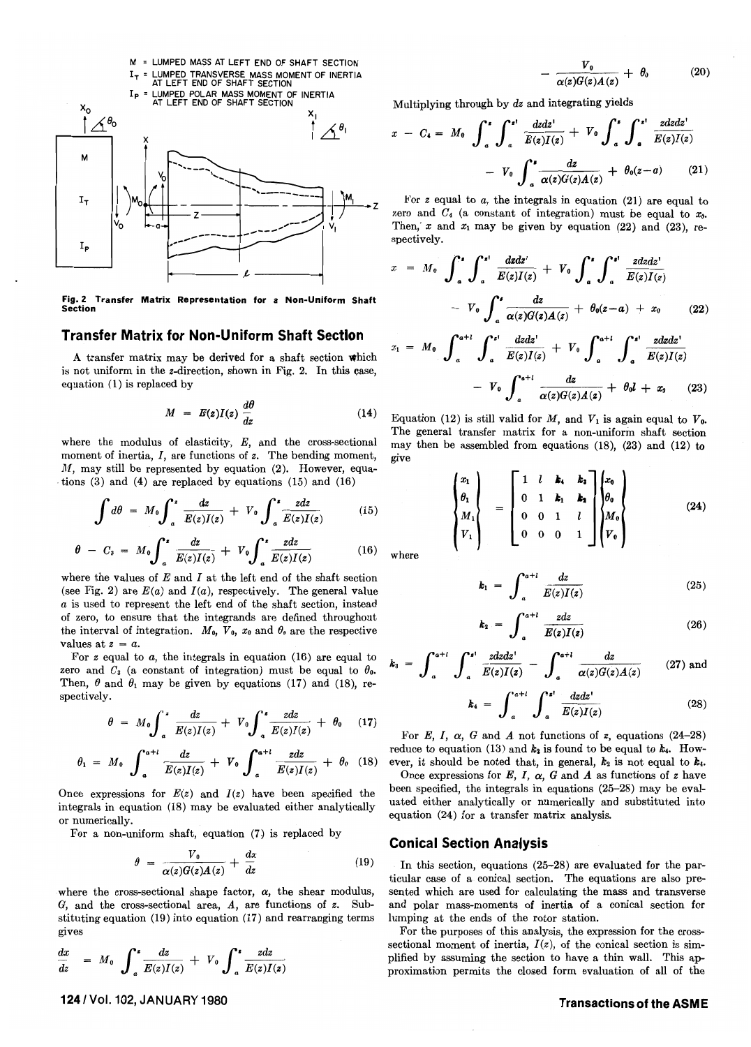M = LUMPED MASS AT LEFT END OF SHAFT SECTION
$I_T$ = LUMPED TRANSVERSE MASS MOMENT OF INERTIA AT LEFT END OF SHAFT SECTION
$I_P$ = LUMPED POLAR MASS MOMENT OF INERTIA AT LEFT END OF SHAFT SECTION

**Fig. 2 Transfer Matrix Representation for a Non-Uniform Shaft Section**

## Transfer Matrix for Non-Uniform Shaft Section

A transfer matrix may be derived for a shaft section which is not uniform in the z-direction, shown in Fig. 2. In this case, equation (1) is replaced by

$$M = E(z)I(z)\frac{d\theta}{dz} \tag{14}$$

where the modulus of elasticity, $E$, and the cross-sectional moment of inertia, $I$, are functions of $z$. The bending moment, $M$, may still be represented by equation (2). However, equations (3) and (4) are replaced by equations (15) and (16)

$$\int d\theta = M_0\int_a^z \frac{dz}{E(z)I(z)} + V_0\int_a^z \frac{zdz}{E(z)I(z)} \tag{15}$$

$$\theta - C_3 = M_0\int_a^z \frac{dz}{E(z)I(z)} + V_0\int_a^z \frac{zdz}{E(z)I(z)} \tag{16}$$

where the values of $E$ and $I$ at the left end of the shaft section (see Fig. 2) are $E(a)$ and $I(a)$, respectively. The general value $a$ is used to represent the left end of the shaft section, instead of zero, to ensure that the integrands are defined throughout the interval of integration. $M_0$, $V_0$, $x_0$ and $\theta_0$ are the respective values at $z = a$.

For $z$ equal to $a$, the integrals in equation (16) are equal to zero and $C_3$ (a constant of integration) must be equal to $\theta_0$. Then, $\theta$ and $\theta_1$ may be given by equations (17) and (18), respectively.

$$\theta = M_0\int_a^z \frac{dz}{E(z)I(z)} + V_0\int_a^z \frac{zdz}{E(z)I(z)} + \theta_0 \tag{17}$$

$$\theta_1 = M_0\int_a^{a+l} \frac{dz}{E(z)I(z)} + V_0\int_a^{a+l} \frac{zdz}{E(z)I(z)} + \theta_0 \tag{18}$$

Once expressions for $E(z)$ and $I(z)$ have been specified the integrals in equation (18) may be evaluated either analytically or numerically.

For a non-uniform shaft, equation (7) is replaced by

$$\theta = \frac{V_0}{\alpha(z)G(z)A(z)} + \frac{dx}{dz} \tag{19}$$

where the cross-sectional shape factor, $\alpha$, the shear modulus, $G$, and the cross-sectional area, $A$, are functions of $z$. Substituting equation (19) into equation (17) and rearranging terms gives

$$\frac{dx}{dz} = M_0\int_a^z \frac{dz}{E(z)I(z)} + V_0\int_a^z \frac{zdz}{E(z)I(z)} - \frac{V_0}{\alpha(z)G(z)A(z)} + \theta_0 \tag{20}$$

Multiplying through by $dz$ and integrating yields

$$x - C_4 = M_0\int_a^z\int_a^{z'} \frac{dzdz'}{E(z)I(z)} + V_0\int_a^z\int_a^{z'} \frac{zdzdz'}{E(z)I(z)} - V_0\int_a^z \frac{dz}{\alpha(z)G(z)A(z)} + \theta_0(z-a) \tag{21}$$

For $z$ equal to $a$, the integrals in equation (21) are equal to zero and $C_4$ (a constant of integration) must be equal to $x_0$. Then, $x$ and $x_1$ may be given by equation (22) and (23), respectively.

$$x = M_0\int_a^z\int_a^{z'} \frac{dzdz'}{E(z)I(z)} + V_0\int_a^z\int_a^{z'} \frac{zdzdz'}{E(z)I(z)} - V_0\int_a^z \frac{dz}{\alpha(z)G(z)A(z)} + \theta_0(z-a) + x_0 \tag{22}$$

$$x_1 = M_0\int_a^{a+l}\int_a^{z'} \frac{dzdz'}{E(z)I(z)} + V_0\int_a^{a+l}\int_a^{z'} \frac{zdzdz'}{E(z)I(z)} - V_0\int_a^{a+l} \frac{dz}{\alpha(z)G(z)A(z)} + \theta_0 l + x_0 \tag{23}$$

Equation (12) is still valid for $M$, and $V_1$ is again equal to $V_0$. The general transfer matrix for a non-uniform shaft section may then be assembled from equations (18), (23) and (12) to give

$$\begin{Bmatrix} x_1 \\ \theta_1 \\ M_1 \\ V_1 \end{Bmatrix} = \begin{bmatrix} 1 & l & k_4 & k_3 \\ 0 & 1 & k_1 & k_2 \\ 0 & 0 & 1 & l \\ 0 & 0 & 0 & 1 \end{bmatrix} \begin{Bmatrix} x_0 \\ \theta_0 \\ M_0 \\ V_0 \end{Bmatrix} \tag{24}$$

where

$$k_1 = \int_a^{a+l} \frac{dz}{E(z)I(z)} \tag{25}$$

$$k_2 = \int_a^{a+l} \frac{zdz}{E(z)I(z)} \tag{26}$$

$$k_3 = \int_a^{a+l}\int_a^{z'} \frac{zdzdz'}{E(z)I(z)} - \int_a^{a+l} \frac{dz}{\alpha(z)G(z)A(z)} \tag{27}$$

and

$$k_4 = \int_a^{a+l}\int_a^{z'} \frac{dzdz'}{E(z)I(z)} \tag{28}$$

For $E$, $I$, $\alpha$, $G$ and $A$ not functions of $z$, equations (24–28) reduce to equation (13) and $k_2$ is found to be equal to $k_4$. However, it should be noted that, in general, $k_2$ is not equal to $k_4$.

Once expressions for $E$, $I$, $\alpha$, $G$ and $A$ as functions of $z$ have been specified, the integrals in equations (25–28) may be evaluated either analytically or numerically and substituted into equation (24) for a transfer matrix analysis.

## Conical Section Analysis

In this section, equations (25–28) are evaluated for the particular case of a conical section. The equations are also presented which are used for calculating the mass and transverse and polar mass-moments of inertia of a conical section for lumping at the ends of the rotor station.

For the purposes of this analysis, the expression for the cross-sectional moment of inertia, $I(z)$, of the conical section is simplified by assuming the section to have a thin wall. This approximation permits the closed form evaluation of all of the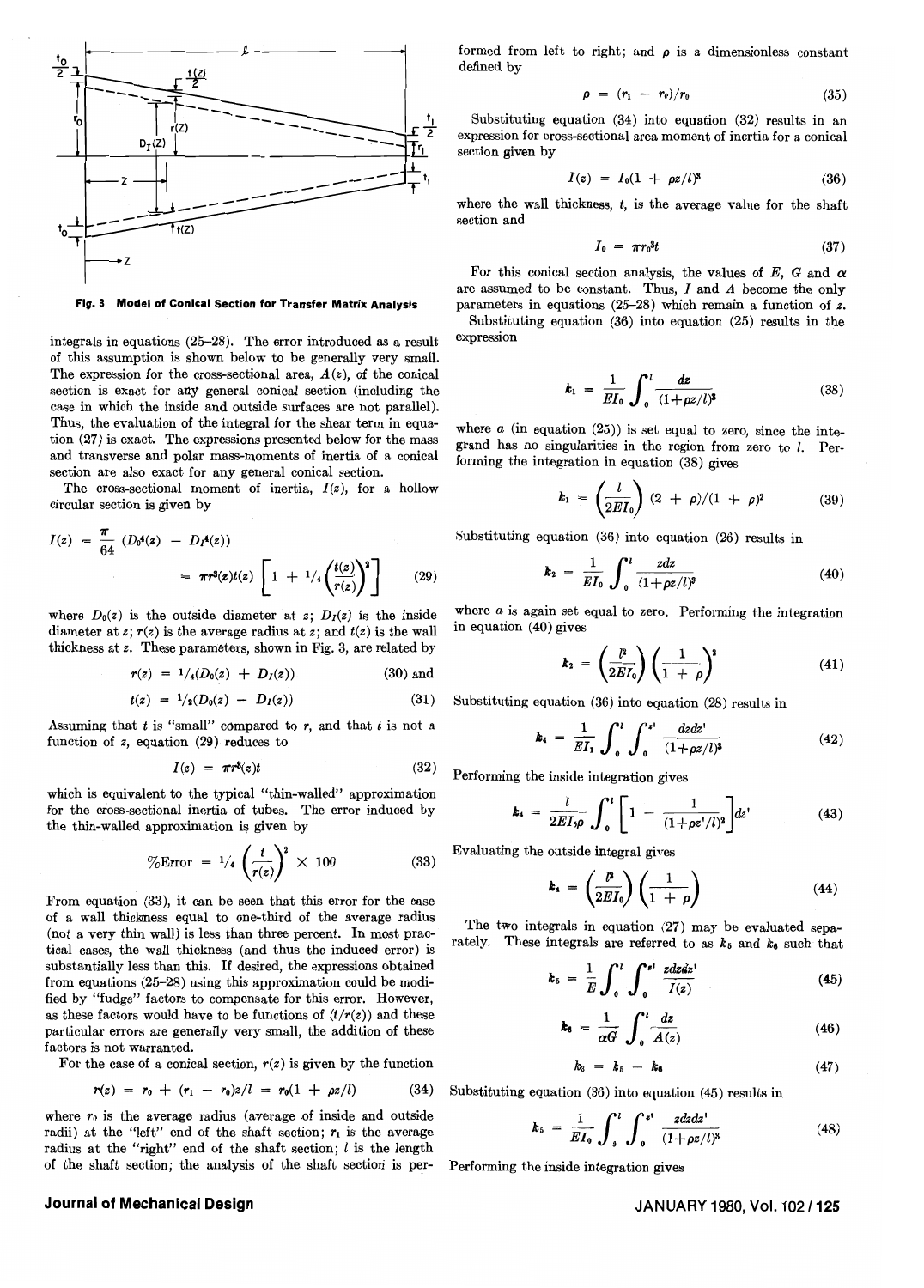**Fig. 3 Model of Conical Section for Transfer Matrix Analysis**

integrals in equations (25–28). The error introduced as a result of this assumption is shown below to be generally very small. The expression for the cross-sectional area, $A(z)$, of the conical section is exact for any general conical section (including the case in which the inside and outside surfaces are not parallel). Thus, the evaluation of the integral for the shear term in equation (27) is exact. The expressions presented below for the mass and transverse and polar mass-moments of inertia of a conical section are also exact for any general conical section.

The cross-sectional moment of inertia, $I(z)$, for a hollow circular section is given by

$$I(z) = \frac{\pi}{64}\left(D_O^4(z) - D_I^4(z)\right) = \pi r^3(z)t(z)\left[1 + \frac{1}{4}\left(\frac{t(z)}{r(z)}\right)^2\right] \tag{29}$$

where $D_O(z)$ is the outside diameter at $z$; $D_I(z)$ is the inside diameter at $z$; $r(z)$ is the average radius at $z$; and $t(z)$ is the wall thickness at $z$. These parameters, shown in Fig. 3, are related by

$$r(z) = \frac{1}{4}(D_O(z) + D_I(z)) \tag{30}$$

and

$$t(z) = \frac{1}{2}(D_O(z) - D_I(z)) \tag{31}$$

Assuming that $t$ is "small" compared to $r$, and that $t$ is not a function of $z$, equation (29) reduces to

$$I(z) = \pi r^3(z)t \tag{32}$$

which is equivalent to the typical "thin-walled" approximation for the cross-sectional inertia of tubes. The error induced by the thin-walled approximation is given by

$$\%\text{Error} = \frac{1}{4}\left(\frac{t}{r(z)}\right)^2 \times 100 \tag{33}$$

From equation (33), it can be seen that this error for the case of a wall thickness equal to one-third of the average radius (not a very thin wall) is less than three percent. In most practical cases, the wall thickness (and thus the induced error) is substantially less than this. If desired, the expressions obtained from equations (25–28) using this approximation could be modified by "fudge" factors to compensate for this error. However, as these factors would have to be functions of $(t/r(z))$ and these particular errors are generally very small, the addition of these factors is not warranted.

For the case of a conical section, $r(z)$ is given by the function

$$r(z) = r_0 + (r_1 - r_0)z/l = r_0(1 + \rho z/l) \tag{34}$$

where $r_0$ is the average radius (average of inside and outside radii) at the "left" end of the shaft section; $r_1$ is the average radius at the "right" end of the shaft section; $l$ is the length of the shaft section; the analysis of the shaft section is performed from left to right; and $\rho$ is a dimensionless constant defined by

$$\rho = (r_1 - r_0)/r_0 \tag{35}$$

Substituting equation (34) into equation (32) results in an expression for cross-sectional area moment of inertia for a conical section given by

$$I(z) = I_0(1 + \rho z/l)^3 \tag{36}$$

where the wall thickness, $t$, is the average value for the shaft section and

$$I_0 = \pi r_0^3 t \tag{37}$$

For this conical section analysis, the values of $E$, $G$ and $\alpha$ are assumed to be constant. Thus, $I$ and $A$ become the only parameters in equations (25–28) which remain a function of $z$.

Substituting equation (36) into equation (25) results in the expression

$$k_1 = \frac{1}{EI_0}\int_0^l \frac{dz}{(1+\rho z/l)^3} \tag{38}$$

where $a$ (in equation (25)) is set equal to zero, since the integrand has no singularities in the region from zero to $l$. Performing the integration in equation (38) gives

$$k_1 = \left(\frac{l}{2EI_0}\right)(2 + \rho)/(1 + \rho)^2 \tag{39}$$

Substituting equation (36) into equation (26) results in

$$k_2 = \frac{1}{EI_0}\int_0^l \frac{zdz}{(1+\rho z/l)^3} \tag{40}$$

where $a$ is again set equal to zero. Performing the integration in equation (40) gives

$$k_2 = \left(\frac{l^2}{2EI_0}\right)\left(\frac{1}{1 + \rho}\right)^2 \tag{41}$$

Substituting equation (36) into equation (28) results in

$$k_4 = \frac{1}{EI_1}\int_0^l \int_0^{z'} \frac{dzdz'}{(1+\rho z/l)^3} \tag{42}$$

Performing the inside integration gives

$$k_4 = \frac{l}{2EI_0\rho}\int_0^l \left[1 - \frac{1}{(1+\rho z'/l)^2}\right]dz' \tag{43}$$

Evaluating the outside integral gives

$$k_4 = \left(\frac{l^2}{2EI_0}\right)\left(\frac{1}{1 + \rho}\right) \tag{44}$$

The two integrals in equation (27) may be evaluated separately. These integrals are referred to as $k_5$ and $k_6$ such that

$$k_5 = \frac{1}{E}\int_0^l \int_0^{z'} \frac{zdzdz'}{I(z)} \tag{45}$$

$$k_6 = \frac{1}{\alpha G}\int_0^l \frac{dz}{A(z)} \tag{46}$$

$$k_3 = k_5 - k_6 \tag{47}$$

Substituting equation (36) into equation (45) results in

$$k_5 = \frac{1}{EI_0}\int_0^l \int_0^{z'} \frac{zdzdz'}{(1+\rho z/l)^3} \tag{48}$$

Performing the inside integration gives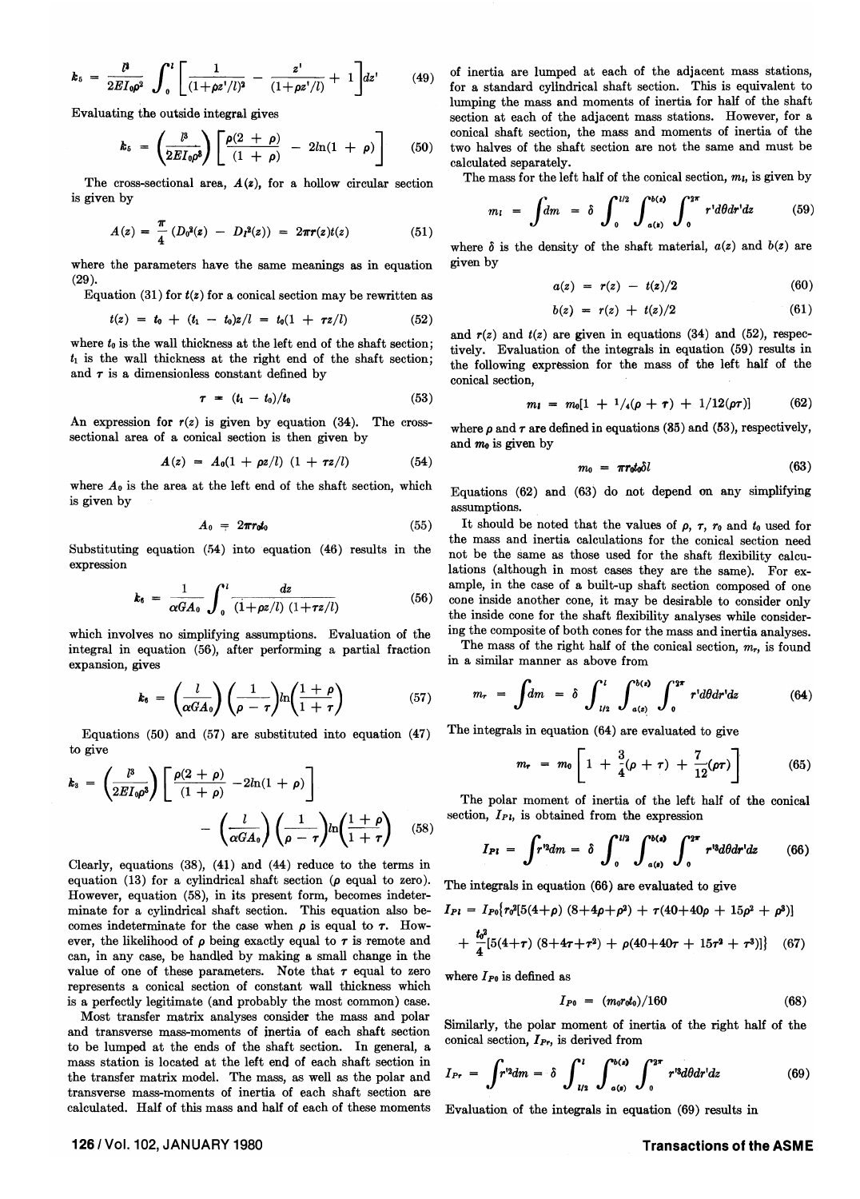$$k_5 = \frac{l^3}{2EI_0\rho^2}\int_0^l \left[\frac{1}{(1+\rho z'/l)^2} - \frac{z'}{(1+\rho z'/l)} + 1\right]dz' \qquad (49)$$

Evaluating the outside integral gives

$$k_5 = \left(\frac{l^3}{2EI_0\rho^3}\right)\left[\frac{\rho(2+\rho)}{(1+\rho)} - 2\ln(1+\rho)\right] \qquad (50)$$

The cross-sectional area, $A(z)$, for a hollow circular section is given by

$$A(z) = \frac{\pi}{4}(D_0^2(z) - D_I^2(z)) = 2\pi r(z)t(z) \qquad (51)$$

where the parameters have the same meanings as in equation (29).

Equation (31) for $t(z)$ for a conical section may be rewritten as

$$t(z) = t_0 + (t_1 - t_0)z/l = t_0(1 + \tau z/l) \qquad (52)$$

where $t_0$ is the wall thickness at the left end of the shaft section; $t_1$ is the wall thickness at the right end of the shaft section; and $\tau$ is a dimensionless constant defined by

$$\tau = (t_1 - t_0)/t_0 \qquad (53)$$

An expression for $r(z)$ is given by equation (34). The cross-sectional area of a conical section is then given by

$$A(z) = A_0(1 + \rho z/l)(1 + \tau z/l) \qquad (54)$$

where $A_0$ is the area at the left end of the shaft section, which is given by

$$A_0 = 2\pi r_0 t_0 \qquad (55)$$

Substituting equation (54) into equation (46) results in the expression

$$k_6 = \frac{1}{\alpha G A_0}\int_0^l \frac{dz}{(1+\rho z/l)(1+\tau z/l)} \qquad (56)$$

which involves no simplifying assumptions. Evaluation of the integral in equation (56), after performing a partial fraction expansion, gives

$$k_6 = \left(\frac{l}{\alpha G A_0}\right)\left(\frac{1}{\rho - \tau}\right)\ln\left(\frac{1+\rho}{1+\tau}\right) \qquad (57)$$

Equations (50) and (57) are substituted into equation (47) to give

$$k_3 = \left(\frac{l^3}{2EI_0\rho^3}\right)\left[\frac{\rho(2+\rho)}{(1+\rho)} - 2\ln(1+\rho)\right] - \left(\frac{l}{\alpha G A_0}\right)\left(\frac{1}{\rho - \tau}\right)\ln\left(\frac{1+\rho}{1+\tau}\right) \qquad (58)$$

Clearly, equations (38), (41) and (44) reduce to the terms in equation (13) for a cylindrical shaft section ($\rho$ equal to zero). However, equation (58), in its present form, becomes indeterminate for a cylindrical shaft section. This equation also becomes indeterminate for the case when $\rho$ is equal to $\tau$. However, the likelihood of $\rho$ being exactly equal to $\tau$ is remote and can, in any case, be handled by making a small change in the value of one of these parameters. Note that $\tau$ equal to zero represents a conical section of constant wall thickness which is a perfectly legitimate (and probably the most common) case.

Most transfer matrix analyses consider the mass and polar and transverse mass-moments of inertia of each shaft section to be lumped at the ends of the shaft section. In general, a mass station is located at the left end of each shaft section in the transfer matrix model. The mass, as well as the polar and transverse mass-moments of inertia of each shaft section are calculated. Half of this mass and half of each of these moments of inertia are lumped at each of the adjacent mass stations, for a standard cylindrical shaft section. This is equivalent to lumping the mass and moments of inertia for half of the shaft section at each of the adjacent mass stations. However, for a conical shaft section, the mass and moments of inertia of the two halves of the shaft section are not the same and must be calculated separately.

The mass for the left half of the conical section, $m_l$, is given by

$$m_l = \int dm = \delta\int_0^{l/2}\int_{a(z)}^{b(z)}\int_0^{2\pi} r'd\theta dr'dz \qquad (59)$$

where $\delta$ is the density of the shaft material, $a(z)$ and $b(z)$ are given by

$$a(z) = r(z) - t(z)/2 \qquad (60)$$

$$b(z) = r(z) + t(z)/2 \qquad (61)$$

and $r(z)$ and $t(z)$ are given in equations (34) and (52), respectively. Evaluation of the integrals in equation (59) results in the following expression for the mass of the left half of the conical section,

$$m_l = m_0[1 + {}^1/_4(\rho + \tau) + 1/12(\rho\tau)] \qquad (62)$$

where $\rho$ and $\tau$ are defined in equations (35) and (53), respectively, and $m_0$ is given by

$$m_0 = \pi r_0 t_0 \delta l \qquad (63)$$

Equations (62) and (63) do not depend on any simplifying assumptions.

It should be noted that the values of $\rho$, $\tau$, $r_0$ and $t_0$ used for the mass and inertia calculations for the conical section need not be the same as those used for the shaft flexibility calculations (although in most cases they are the same). For example, in the case of a built-up shaft section composed of one cone inside another cone, it may be desirable to consider only the inside cone for the shaft flexibility analyses while considering the composite of both cones for the mass and inertia analyses.

The mass of the right half of the conical section, $m_r$, is found in a similar manner as above from

$$m_r = \int dm = \delta\int_{l/2}^{l}\int_{a(z)}^{b(z)}\int_0^{2\pi} r'd\theta dr'dz \qquad (64)$$

The integrals in equation (64) are evaluated to give

$$m_r = m_0\left[1 + \frac{3}{4}(\rho + \tau) + \frac{7}{12}(\rho\tau)\right] \qquad (65)$$

The polar moment of inertia of the left half of the conical section, $I_{Pl}$, is obtained from the expression

$$I_{Pl} = \int r'^2 dm = \delta\int_0^{l/2}\int_{a(z)}^{b(z)}\int_0^{2\pi} r'^3 d\theta dr'dz \qquad (66)$$

The integrals in equation (66) are evaluated to give

$$I_{Pl} = I_{P0}\{r_0^2[5(4+\rho)(8+4\rho+\rho^2) + \tau(40+40\rho + 15\rho^2 + \rho^3)] + \frac{t_0^2}{4}[5(4+\tau)(8+4\tau+\tau^2) + \rho(40+40\tau + 15\tau^2 + \tau^3)]\} \qquad (67)$$

where $I_{P0}$ is defined as

$$I_{P0} = (m_0 r_0 t_0)/160 \qquad (68)$$

Similarly, the polar moment of inertia of the right half of the conical section, $I_{Pr}$, is derived from

$$I_{Pr} = \int r'^2 dm = \delta\int_{l/2}^{l}\int_{a(z)}^{b(z)}\int_0^{2\pi} r'^3 d\theta dr'dz \qquad (69)$$

Evaluation of the integrals in equation (69) results in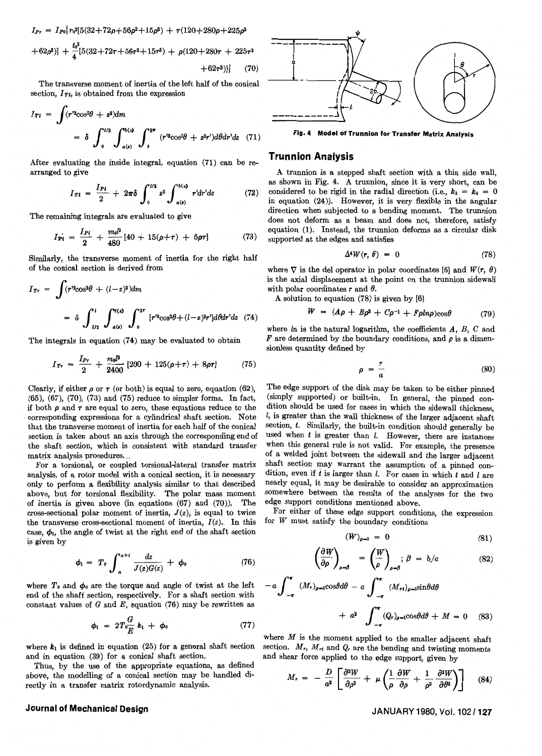$$I_{Pr} = I_{P0}\{r_0^2[5(32+72\rho+56\rho^2+15\rho^3) + \tau(120+280\rho+225\rho^2+62\rho^3)] + \frac{t_0^2}{4}[5(32+72\tau+56\tau^2+15\tau^3) + \rho(120+280\tau + 225\tau^2+62\tau^3)]\} \quad (70)$$

The transverse moment of inertia of the left half of the conical section, $I_{Tl}$, is obtained from the expression

$$I_{Tl} = \int (r'^2\cos^2\theta + z^2)dm$$

$$= \delta \int_0^{l/2} \int_{a(z)}^{b(z)} \int_0^{2\pi} (r'^3\cos^2\theta + z^2r')d\theta dr'dz \quad (71)$$

After evaluating the inside integral, equation (71) can be rearranged to give

$$I_{Tl} = \frac{I_{Pl}}{2} + 2\pi\delta \int_0^{l/2} z^2 \int_{a(z)}^{b(z)} r'dr'dz \quad (72)$$

The remaining integrals are evaluated to give

$$I_{Tl} = \frac{I_{Pl}}{2} + \frac{m_0 l^2}{480}[40 + 15(\rho+\tau) + 6\rho\tau] \quad (73)$$

Similarly, the transverse moment of inertia for the right half of the conical section is derived from

$$I_{Tr} = \int (r'^2\cos^2\theta + (l-z)^2)dm$$

$$= \delta \int_{l/2}^{l} \int_{a(z)}^{b(z)} \int_0^{2\pi} [r'^3\cos^2\theta + (l-z)^2r']d\theta dr'dz \quad (74)$$

The integrals in equation (74) may be evaluated to obtain

$$I_{Tr} = \frac{I_{Pr}}{2} + \frac{m_0 l^2}{2400}[200 + 125(\rho+\tau) + 8\rho\tau] \quad (75)$$

Clearly, if either $\rho$ or $\tau$ (or both) is equal to zero, equation (62), (65), (67), (70), (73) and (75) reduce to simpler forms. In fact, if both $\rho$ and $\tau$ are equal to zero, these equations reduce to the corresponding expressions for a cylindrical shaft section. Note that the transverse moment of inertia for each half of the conical section is taken about an axis through the corresponding end of the shaft section, which is consistent with standard transfer matrix analysis procedures.

For a torsional, or coupled torsional-lateral transfer matrix analysis, of a rotor model with a conical section, it is necessary only to perform a flexibility analysis similar to that described above, but for torsional flexibility. The polar mass moment of inertia is given above (in equations (67) and (70)). The cross-sectional polar moment of inertia, $J(z)$, is equal to twice the transverse cross-sectional moment of inertia, $I(z)$. In this case, $\phi_1$, the angle of twist at the right end of the shaft section is given by

$$\phi_1 = T_0 \int_a^{a+l} \frac{dz}{J(z)G(z)} + \phi_0 \quad (76)$$

where $T_0$ and $\phi_0$ are the torque and angle of twist at the left end of the shaft section, respectively. For a shaft section with constant values of $G$ and $E$, equation (76) may be rewritten as

$$\phi_1 = 2T_0\frac{G}{E}k_1 + \phi_0 \quad (77)$$

where $k_1$ is defined in equation (25) for a general shaft section and in equation (39) for a conical shaft section.

Thus, by the use of the appropriate equations, as defined above, the modelling of a conical section may be handled directly in a transfer matrix rotordynamic analysis.

**Fig. 4 Model of Trunnion for Transfer Matrix Analysis**

## Trunnion Analysis

A trunnion is a stepped shaft section with a thin side wall, as shown in Fig. 4. A trunnion, since it is very short, can be considered to be rigid in the radial direction (i.e., $k_3 = k_4 = 0$ in equation (24)). However, it is very flexible in the angular direction when subjected to a bending moment. The trunnion does not deform as a beam and does not, therefore, satisfy equation (1). Instead, the trunnion deforms as a circular disk supported at the edges and satisfies

$$\Delta^4 W(r, \theta) = 0 \quad (78)$$

where $\nabla$ is the del operator in polar coordinates [6] and $W(r, \theta)$ is the axial displacement at the point on the trunnion sidewall with polar coordinates $r$ and $\theta$.

A solution to equation (78) is given by [6]

$$W = (A\rho + B\rho^3 + C\rho^{-1} + F\rho \ln\rho)\cos\theta \quad (79)$$

where $\ln$ is the natural logarithm, the coefficients $A$, $B$, $C$ and $F$ are determined by the boundary conditions, and $\rho$ is a dimensionless quantity defined by

$$\rho = \frac{r}{a} \quad (80)$$

The edge support of the disk may be taken to be either pinned (simply supported) or built-in. In general, the pinned condition should be used for cases in which the sidewall thickness, $l$, is greater than the wall thickness of the larger adjacent shaft section, $t$. Similarly, the built-in condition should generally be used when $t$ is greater than $l$. However, there are instances when this general rule is not valid. For example, the presence of a welded joint between the sidewall and the larger adjacent shaft section may warrant the assumption of a pinned condition, even if $t$ is larger than $l$. For cases in which $t$ and $l$ are nearly equal, it may be desirable to consider an approximation somewhere between the results of the analyses for the two edge support conditions mentioned above.

For either of these edge support conditions, the expression for $W$ must satisfy the boundary conditions

$$(W)_{\rho=1} = 0 \quad (81)$$

$$\left(\frac{\partial W}{\partial \rho}\right)_{\rho=\beta} = \left(\frac{W}{\rho}\right)_{\rho=\beta}; \beta = b/a \quad (82)$$

$$-a\int_{-\pi}^{\pi} (M_r)_{\rho=1}\cos\theta d\theta - a\int_{-\pi}^{\pi} (M_{rt})_{\rho=1}\sin\theta d\theta + a^2 \int_{-\pi}^{\pi} (Q_r)_{\rho=1}\cos\theta d\theta + M = 0 \quad (83)$$

where $M$ is the moment applied to the smaller adjacent shaft section. $M_r$, $M_{rt}$ and $Q_r$ are the bending and twisting moments and shear force applied to the edge support, given by

$$M_r = -\frac{D}{a^2}\left[\frac{\partial^2 W}{\partial \rho^2} + \mu\left(\frac{1}{\rho}\frac{\partial W}{\partial \rho} + \frac{1}{\rho^2}\frac{\partial^2 W}{\partial \theta^2}\right)\right] \quad (84)$$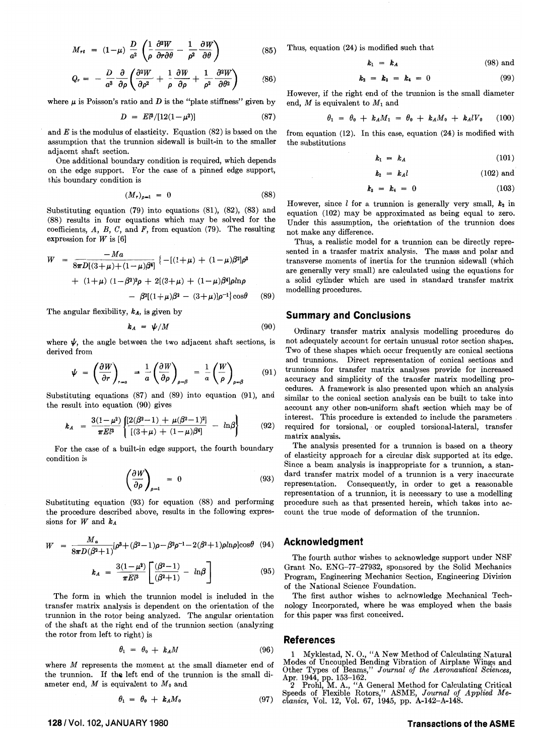$$M_{r\theta} = (1-\mu)\frac{D}{a^2}\left(\frac{1}{\rho}\frac{\partial^2 W}{\partial r \partial \theta} - \frac{1}{\rho^2}\frac{\partial W}{\partial \theta}\right) \quad (85)$$

$$Q_r = -\frac{D}{a^3}\frac{\partial}{\partial \rho}\left(\frac{\partial^2 W}{\partial \rho^2} + \frac{1}{\rho}\frac{\partial W}{\partial \rho} + \frac{1}{\rho^2}\frac{\partial^2 W}{\partial \theta^2}\right) \quad (86)$$

where $\mu$ is Poisson's ratio and $D$ is the "plate stiffness" given by

$$D = El^3/[12(1-\mu^2)] \quad (87)$$

and $E$ is the modulus of elasticity. Equation (82) is based on the assumption that the trunnion sidewall is built-in to the smaller adjacent shaft section.

One additional boundary condition is required, which depends on the edge support. For the case of a pinned edge support, this boundary condition is

$$(M_r)_{\rho=1} = 0 \quad (88)$$

Substituting equation (79) into equations (81), (82), (83) and (88) results in four equations which may be solved for the coefficients, $A$, $B$, $C$, and $F$, from equation (79). The resulting expression for $W$ is [6]

$$W = \frac{-Ma}{8\pi D[(3+\mu)+(1-\mu)\beta^4]}\{-[(1+\mu) + (1-\mu)\beta^2]\rho^3 + (1+\mu)(1-\beta^2)^2\rho + 2[(3+\mu) + (1-\mu)\beta^4]\rho\ln\rho - \beta^2[(1+\mu)\beta^2 - (3+\mu)]\rho^{-1}\}\cos\theta \quad (89)$$

The angular flexibility, $k_A$, is given by

$$k_A = \psi/M \quad (90)$$

where $\psi$, the angle between the two adjacent shaft sections, is derived from

$$\psi = \left(\frac{\partial W}{\partial r}\right)_{r=a} = \frac{1}{a}\left(\frac{\partial W}{\partial \rho}\right)_{\rho=\beta} = \frac{1}{a}\left(\frac{W}{\rho}\right)_{\rho=\beta} \quad (91)$$

Substituting equations (87) and (89) into equation (91), and the result into equation (90) gives

$$k_A = \frac{3(1-\mu^2)}{\pi E l^3}\left\{\frac{[2(\beta^2-1) + \mu(\beta^2-1)^2]}{[(3+\mu) + (1-\mu)\beta^4]} - \ln\beta\right\} \quad (92)$$

For the case of a built-in edge support, the fourth boundary condition is

$$\left(\frac{\partial W}{\partial \rho}\right)_{\rho=1} = 0 \quad (93)$$

Substituting equation (93) for equation (88) and performing the procedure described above, results in the following expressions for $W$ and $k_A$

$$W = \frac{M_a}{8\pi D(\beta^2+1)}[\rho^3 + (\beta^2-1)\rho - \beta^2\rho^{-1} - 2(\beta^2+1)\rho\ln\rho]\cos\theta \quad (94)$$

$$k_A = \frac{3(1-\mu^2)}{\pi E l^3}\left[\frac{(\beta^2-1)}{(\beta^2+1)} - \ln\beta\right] \quad (95)$$

The form in which the trunnion model is included in the transfer matrix analysis is dependent on the orientation of the trunnion in the rotor being analyzed. The angular orientation of the shaft at the right end of the trunnion section (analyzing the rotor from left to right) is

$$\theta_1 = \theta_0 + k_A M \quad (96)$$

where $M$ represents the moment at the small diameter end of the trunnion. If the left end of the trunnion is the small diameter end, $M$ is equivalent to $M_0$ and

$$\theta_1 = \theta_0 + k_A M_0 \quad (97)$$

Thus, equation (24) is modified such that

$$k_1 = k_A \quad (98)$$

and

$$k_2 = k_3 = k_4 = 0 \quad (99)$$

However, if the right end of the trunnion is the small diameter end, $M$ is equivalent to $M_1$ and

$$\theta_1 = \theta_0 + k_A M_1 = \theta_0 + k_A M_0 + k_A l V_0 \quad (100)$$

from equation (12). In this case, equation (24) is modified with the substitutions

$$k_1 = k_A \quad (101)$$

$$k_2 = k_A l \quad (102)$$

and

$$k_3 = k_4 = 0 \quad (103)$$

However, since $l$ for a trunnion is generally very small, $k_2$ in equation (102) may be approximated as being equal to zero. Under this assumption, the orientation of the trunnion does not make any difference.

Thus, a realistic model for a trunnion can be directly represented in a transfer matrix analysis. The mass and polar and transverse moments of inertia for the trunnion sidewall (which are generally very small) are calculated using the equations for a solid cylinder which are used in standard transfer matrix modelling procedures.

## Summary and Conclusions

Ordinary transfer matrix analysis modelling procedures do not adequately account for certain unusual rotor section shapes. Two of these shapes which occur frequently are conical sections and trunnions. Direct representation of conical sections and trunnions for transfer matrix analyses provide for increased accuracy and simplicity of the transfer matrix modelling procedures. A framework is also presented upon which an analysis similar to the conical section analysis can be built to take into account any other non-uniform shaft section which may be of interest. This procedure is extended to include the parameters required for torsional, or coupled torsional-lateral, transfer matrix analysis.

The analysis presented for a trunnion is based on a theory of elasticity approach for a circular disk supported at its edge. Since a beam analysis is inappropriate for a trunnion, a standard transfer matrix model of a trunnion is a very inaccurate representation. Consequently, in order to get a reasonable representation of a trunnion, it is necessary to use a modelling procedure such as that presented herein, which takes into account the true mode of deformation of the trunnion.

## Acknowledgment

The fourth author wishes to acknowledge support under NSF Grant No. ENG-77-27932, sponsored by the Solid Mechanics Program, Engineering Mechanics Section, Engineering Division of the National Science Foundation.

The first author wishes to acknowledge Mechanical Technology Incorporated, where he was employed when the basis for this paper was first conceived.

## References

1 Myklestad, N. O., "A New Method of Calculating Natural Modes of Uncoupled Bending Vibration of Airplane Wings and Other Types of Beams," *Journal of the Aeronautical Sciences*, Apr. 1944, pp. 153–162.

2 Prohl, M. A., "A General Method for Calculating Critical Speeds of Flexible Rotors," ASME, *Journal of Applied Mechanics*, Vol. 12, Vol. 67, 1945, pp. A-142–A-148.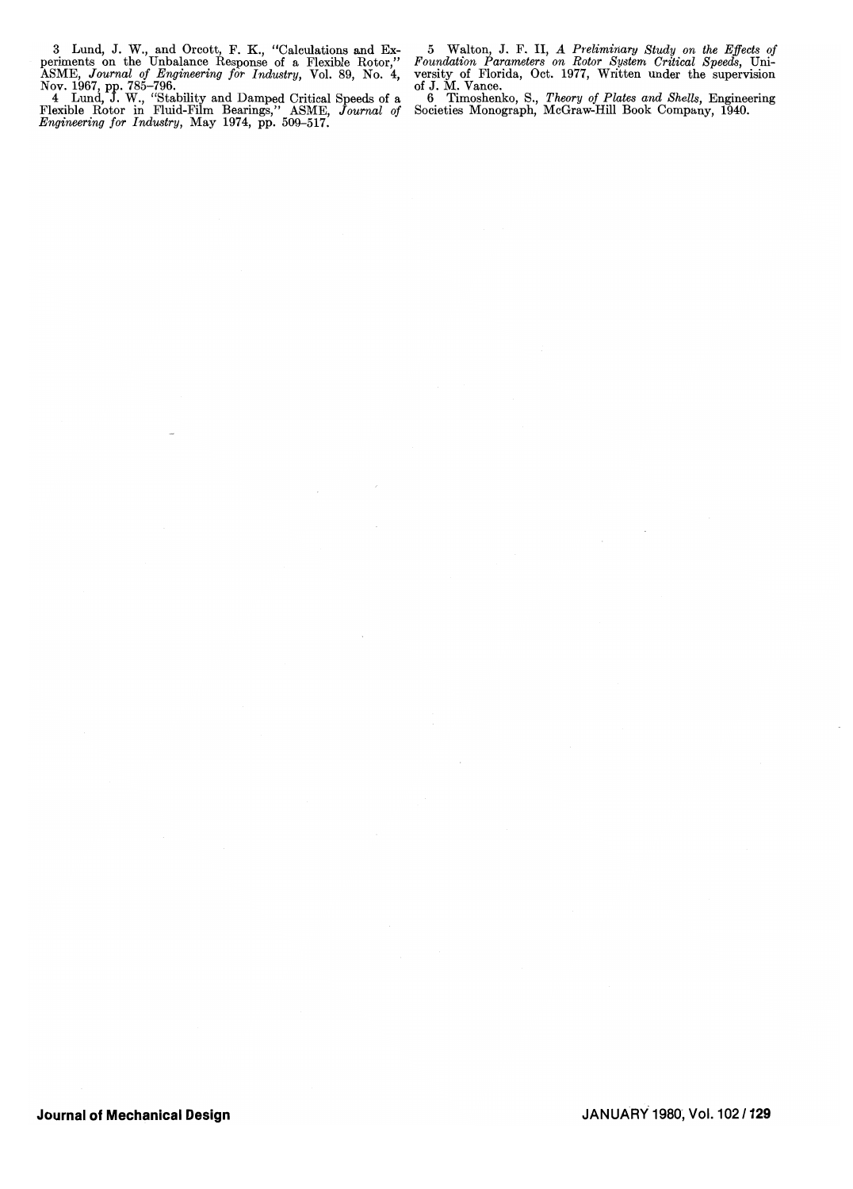3 Lund, J. W., and Orcott, F. K., "Calculations and Experiments on the Unbalance Response of a Flexible Rotor," ASME, *Journal of Engineering for Industry*, Vol. 89, No. 4, Nov. 1967, pp. 785–796.

4 Lund, J. W., "Stability and Damped Critical Speeds of a Flexible Rotor in Fluid-Film Bearings," ASME, *Journal of Engineering for Industry*, May 1974, pp. 509–517.

5 Walton, J. F. II, *A Preliminary Study on the Effects of Foundation Parameters on Rotor System Critical Speeds*, University of Florida, Oct. 1977, Written under the supervision of J. M. Vance.

6 Timoshenko, S., *Theory of Plates and Shells*, Engineering Societies Monograph, McGraw-Hill Book Company, 1940.